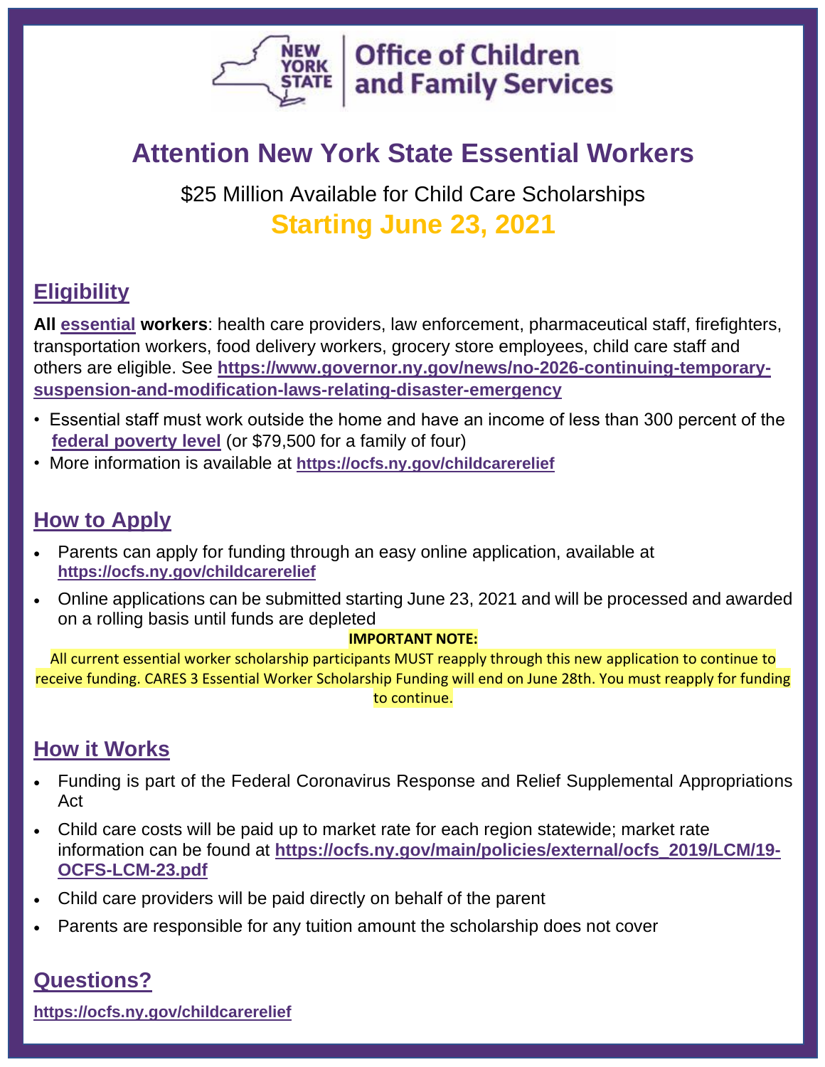NEW YORK STATE | Office of Children and Family Services

# Attention New York State Essential Workers

$25 Million Available for Child Care Scholarships

**Starting June 23, 2021**

## Eligibility

**All essential workers**: health care providers, law enforcement, pharmaceutical staff, firefighters, transportation workers, food delivery workers, grocery store employees, child care staff and others are eligible. See **https://www.governor.ny.gov/news/no-2026-continuing-temporary-suspension-and-modification-laws-relating-disaster-emergency**

- Essential staff must work outside the home and have an income of less than 300 percent of the federal poverty level (or $79,500 for a family of four)
- More information is available at **https://ocfs.ny.gov/childcarerelief**

## How to Apply

- Parents can apply for funding through an easy online application, available at **https://ocfs.ny.gov/childcarerelief**
- Online applications can be submitted starting June 23, 2021 and will be processed and awarded on a rolling basis until funds are depleted

**IMPORTANT NOTE:**

All current essential worker scholarship participants MUST reapply through this new application to continue to receive funding. CARES 3 Essential Worker Scholarship Funding will end on June 28th. You must reapply for funding to continue.

## How it Works

- Funding is part of the Federal Coronavirus Response and Relief Supplemental Appropriations Act
- Child care costs will be paid up to market rate for each region statewide; market rate information can be found at **https://ocfs.ny.gov/main/policies/external/ocfs_2019/LCM/19-OCFS-LCM-23.pdf**
- Child care providers will be paid directly on behalf of the parent
- Parents are responsible for any tuition amount the scholarship does not cover

## Questions?

**https://ocfs.ny.gov/childcarerelief**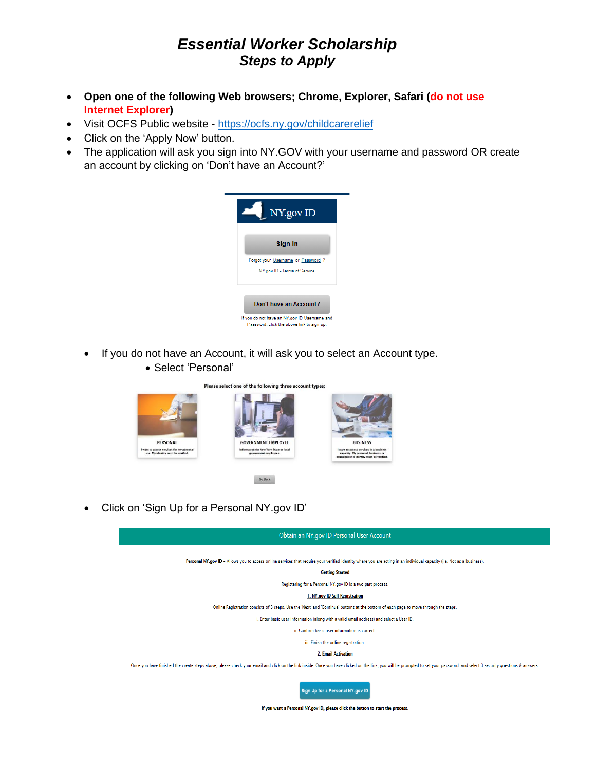# *Essential Worker Scholarship*

## *Steps to Apply*

- **Open one of the following Web browsers; Chrome, Explorer, Safari (do not use Internet Explorer)**
- Visit OCFS Public website - https://ocfs.ny.gov/childcarerelief
- Click on the 'Apply Now' button.
- The application will ask you sign into NY.GOV with your username and password OR create an account by clicking on 'Don't have an Account?'

NY.gov ID

Sign In

Forgot your Username or Password ?

NY.gov ID - Terms of Service

Don't have an Account?

If you do not have an NY.gov ID Username and Password, click the above link to sign up.

- If you do not have an Account, it will ask you to select an Account type.
  - Select 'Personal'

Please select one of the following three account types:

PERSONAL
I want to access services for my personal use. My identity must be verified.

GOVERNMENT EMPLOYEE
Information for New York State or local government employees.

BUSINESS
I want to access services in a business capacity. My personal, business or organization's identity must be verified.

Go Back

- Click on 'Sign Up for a Personal NY.gov ID'

Obtain an NY.gov ID Personal User Account

**Personal NY.gov ID** - Allows you to access online services that require your verified identity where you are acting in an individual capacity (i.e. Not as a business).

**Getting Started**

Registering for a Personal NY.gov ID is a two part process.

**1. NY.gov ID Self Registration**

Online Registration consists of 3 steps. Use the 'Next' and 'Continue' buttons at the bottom of each page to move through the steps.

i. Enter basic user information (along with a valid email address) and select a User ID.

ii. Confirm basic user information is correct.

iii. Finish the online registration.

**2. Email Activation**

Once you have finished the create steps above, please check your email and click on the link inside. Once you have clicked on the link, you will be prompted to set your password, and select 3 security questions & answers.

Sign Up for a Personal NY.gov ID

**If you want a Personal NY.gov ID, please click the button to start the process.**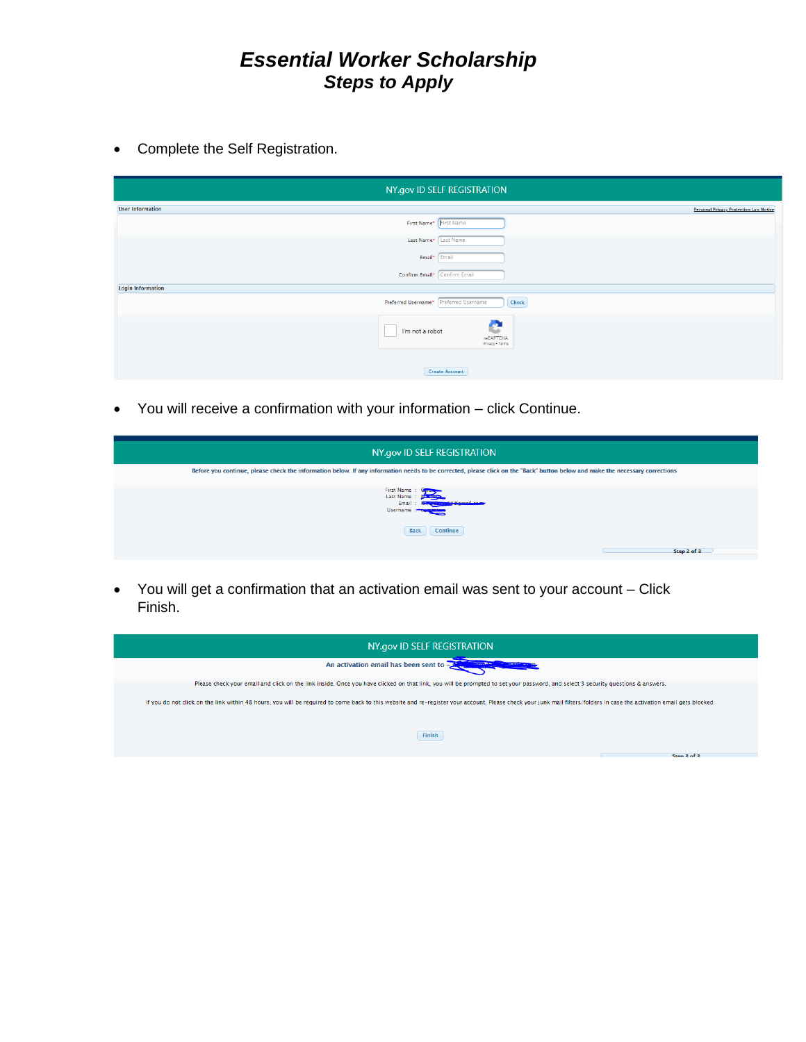# *Essential Worker Scholarship*

## *Steps to Apply*

- Complete the Self Registration.

NY.gov ID SELF REGISTRATION

User Information

Personal Privacy Protection Law Notice

First Name*

Last Name*

Email*

Confirm Email*

Login Information

Preferred Username* Check

I'm not a robot

reCAPTCHA

Privacy - Terms

Create Account

- You will receive a confirmation with your information – click Continue.

NY.gov ID SELF REGISTRATION

Before you continue, please check the information below. If any information needs to be corrected, please click on the "Back" button below and make the necessary corrections

First Name :

Last Name :

Email :

Username :

Back Continue

Step 2 of 3

- You will get a confirmation that an activation email was sent to your account – Click Finish.

NY.gov ID SELF REGISTRATION

An activation email has been sent to

Please check your email and click on the link inside. Once you have clicked on that link, you will be prompted to set your password, and select 3 security questions & answers.

If you do not click on the link within 48 hours, you will be required to come back to this website and re-register your account. Please check your junk mail filters/folders in case the activation email gets blocked.

Finish

Step 3 of 3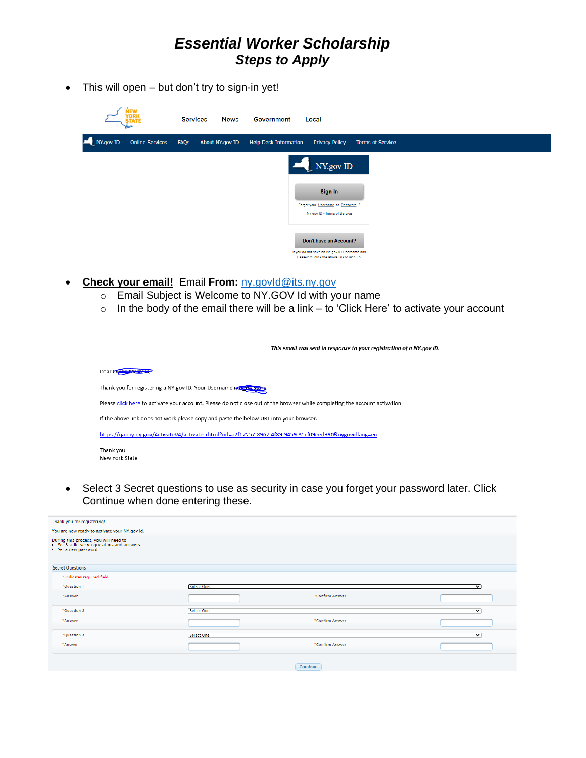# *Essential Worker Scholarship*

## *Steps to Apply*

- This will open – but don't try to sign-in yet!

Services News Government Local

NY.gov ID Online Services FAQs About NY.gov ID Help Desk Information Privacy Policy Terms of Service

NY.gov ID

Sign In

Forgot your Username or Password ?

NY.gov ID - Terms of Service

Don't have an Account?

If you do not have an NY.gov ID Username and Password, click the above link to sign up.

- **Check your email!** Email **From:** ny.govId@its.ny.gov
    - Email Subject is Welcome to NY.GOV Id with your name
    - In the body of the email there will be a link – to 'Click Here' to activate your account

*This email was sent in response to your registration of a NY.gov ID.*

Dear

Thank you for registering a NY.gov ID. Your Username is

Please click here to activate your account. Please do not close out of the browser while completing the account activation.

If the above link does not work please copy and paste the below URL into your browser.

https://qa.my.ny.gov/ActivateV4/activate.xhtml?rid=a2f12257-8967-4f89-9459-35cf09eed990&nygovidlang=en

Thank you
New York State

- Select 3 Secret questions to use as security in case you forget your password later. Click Continue when done entering these.

Thank you for registering!

You are now ready to activate your NY.gov Id.

During this process, you will need to
- Set 3 valid secret questions and answers.
- Set a new password.

Secret Questions

\* indicates required field

\*Question 1 Select One

\*Answer \*Confirm Answer

\*Question 2 Select One

\*Answer \*Confirm Answer

\*Question 3 Select One

\*Answer \*Confirm Answer

Continue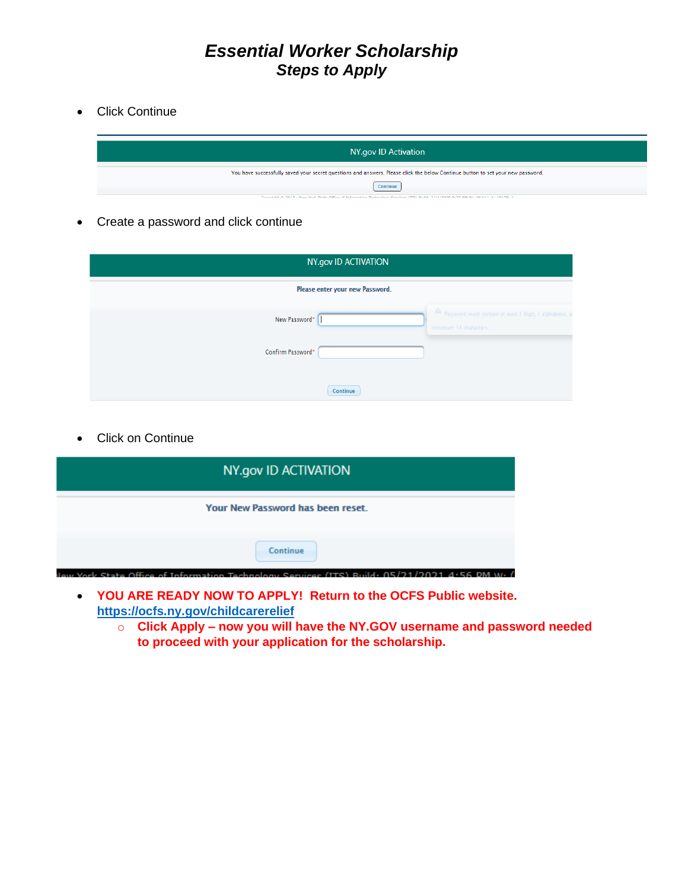# *Essential Worker Scholarship*

## *Steps to Apply*

- Click Continue

NY.gov ID Activation

You have successfully saved your secret questions and answers. Please click the below Continue button to set your new password.

Continue

- Create a password and click continue

NY.gov ID ACTIVATION

Please enter your new Password.

New Password*

Password must contain at least 1 digit, 1 alphabetic, a minimum 14 characters

Confirm Password*

Continue

- Click on Continue

NY.gov ID ACTIVATION

Your New Password has been reset.

Continue

New York State Office of Information Technology Services (ITS) Build: 05/21/2021 4:56 PM W: (

- **YOU ARE READY NOW TO APPLY! Return to the OCFS Public website.** **https://ocfs.ny.gov/childcarerelief**
  - **Click Apply – now you will have the NY.GOV username and password needed to proceed with your application for the scholarship.**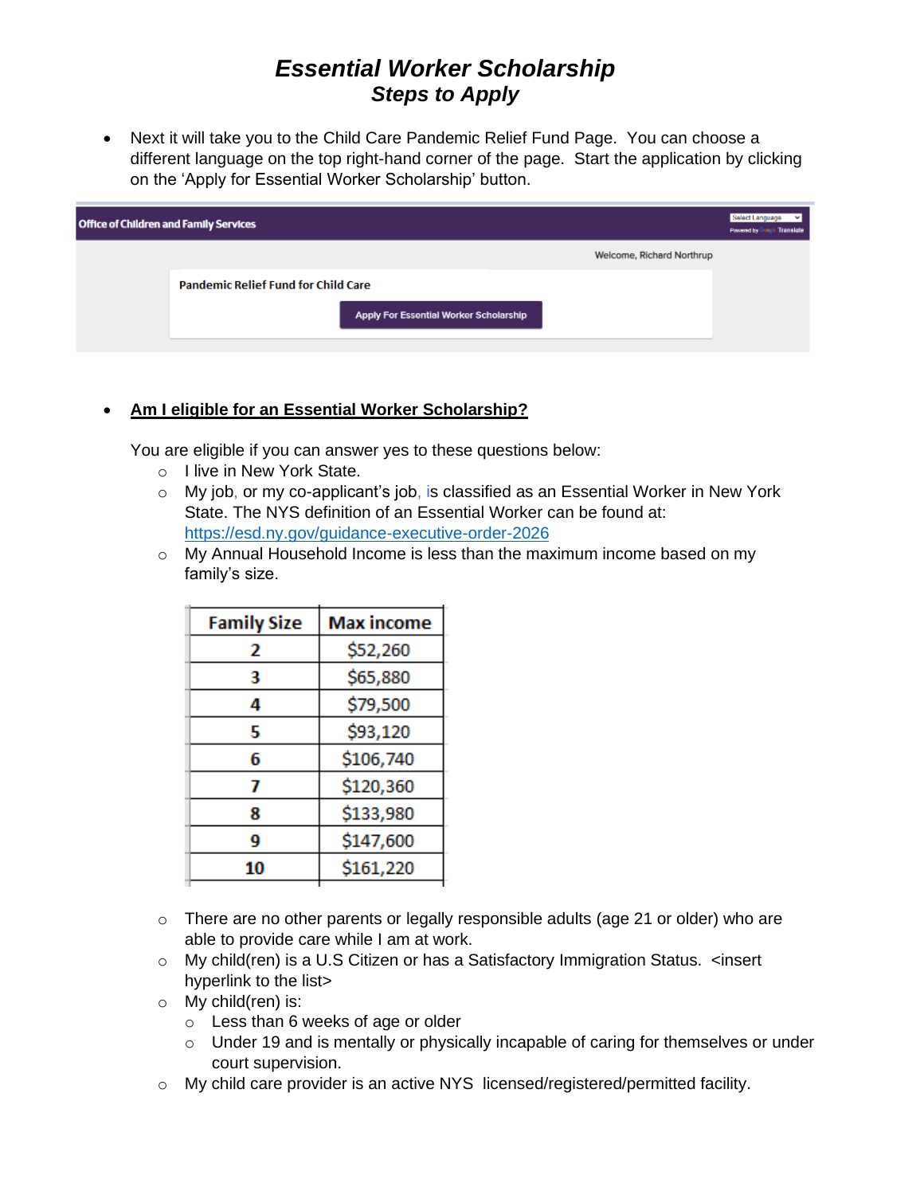# *Essential Worker Scholarship*

## *Steps to Apply*

- Next it will take you to the Child Care Pandemic Relief Fund Page. You can choose a different language on the top right-hand corner of the page. Start the application by clicking on the 'Apply for Essential Worker Scholarship' button.

- **Am I eligible for an Essential Worker Scholarship?**

  You are eligible if you can answer yes to these questions below:

  - I live in New York State.
  - My job, or my co-applicant's job, is classified as an Essential Worker in New York State. The NYS definition of an Essential Worker can be found at: https://esd.ny.gov/guidance-executive-order-2026
  - My Annual Household Income is less than the maximum income based on my family's size.

  | Family Size | Max income |
  |---|---|
  | 2 | $52,260 |
  | 3 | $65,880 |
  | 4 | $79,500 |
  | 5 | $93,120 |
  | 6 | $106,740 |
  | 7 | $120,360 |
  | 8 | $133,980 |
  | 9 | $147,600 |
  | 10 | $161,220 |

  - There are no other parents or legally responsible adults (age 21 or older) who are able to provide care while I am at work.
  - My child(ren) is a U.S Citizen or has a Satisfactory Immigration Status. <insert hyperlink to the list>
  - My child(ren) is:
    - Less than 6 weeks of age or older
    - Under 19 and is mentally or physically incapable of caring for themselves or under court supervision.
  - My child care provider is an active NYS licensed/registered/permitted facility.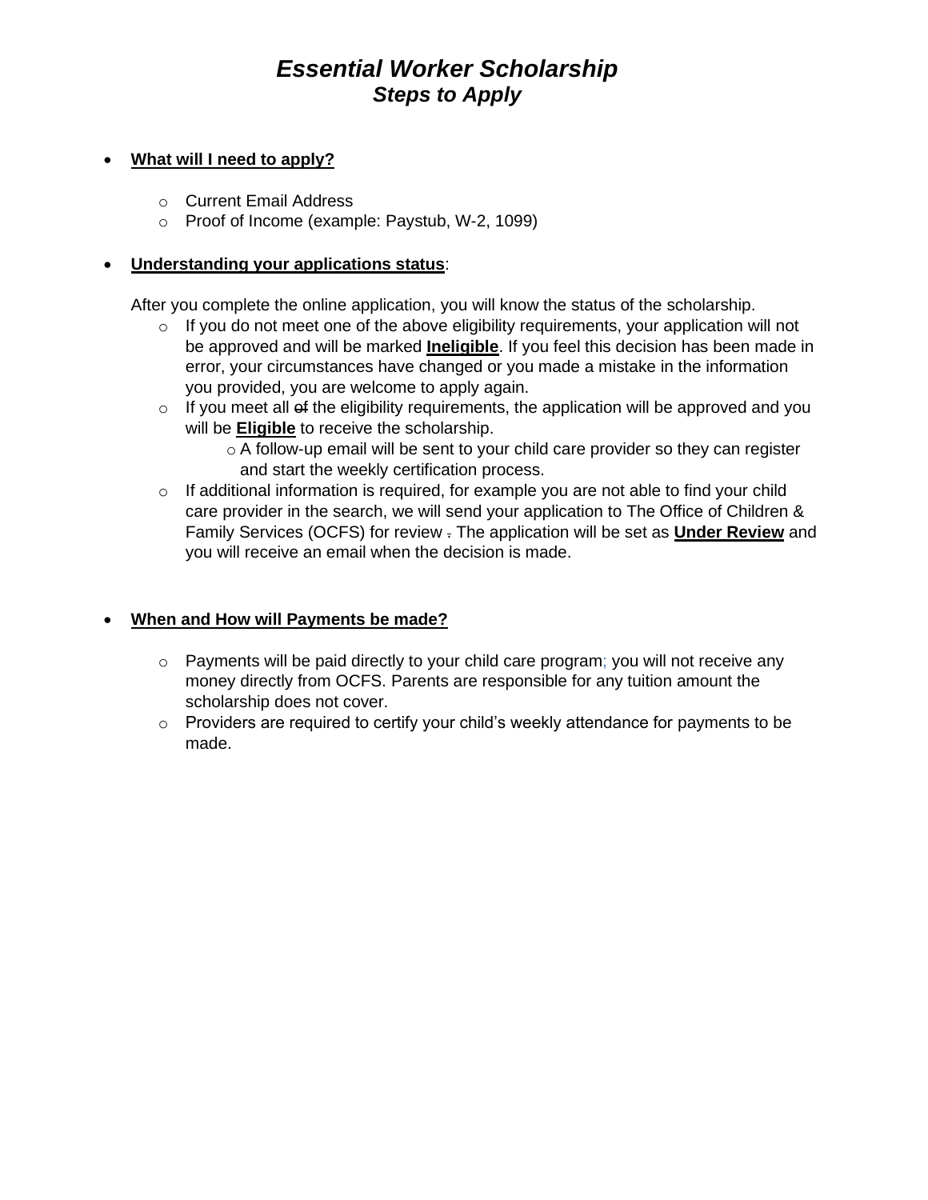# *Essential Worker Scholarship*
## *Steps to Apply*

- **What will I need to apply?**
  - Current Email Address
  - Proof of Income (example: Paystub, W-2, 1099)

- **Understanding your applications status**:

  After you complete the online application, you will know the status of the scholarship.
  - If you do not meet one of the above eligibility requirements, your application will not be approved and will be marked **Ineligible**. If you feel this decision has been made in error, your circumstances have changed or you made a mistake in the information you provided, you are welcome to apply again.
  - If you meet all ~~of~~ the eligibility requirements, the application will be approved and you will be **Eligible** to receive the scholarship.
    - A follow-up email will be sent to your child care provider so they can register and start the weekly certification process.
  - If additional information is required, for example you are not able to find your child care provider in the search, we will send your application to The Office of Children & Family Services (OCFS) for review . The application will be set as **Under Review** and you will receive an email when the decision is made.

- **When and How will Payments be made?**
  - Payments will be paid directly to your child care program; you will not receive any money directly from OCFS. Parents are responsible for any tuition amount the scholarship does not cover.
  - Providers are required to certify your child's weekly attendance for payments to be made.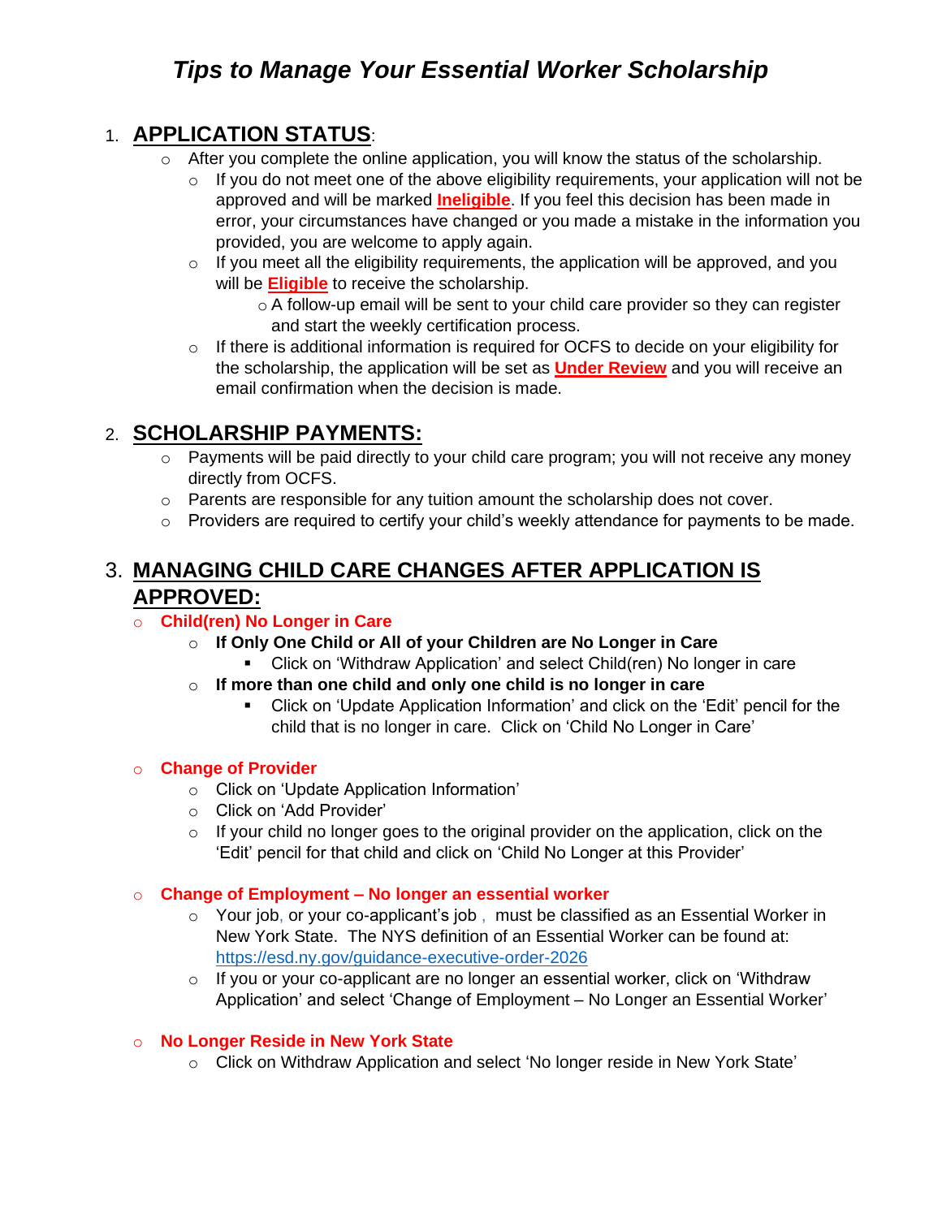# *Tips to Manage Your Essential Worker Scholarship*

1. **APPLICATION STATUS**:
   - After you complete the online application, you will know the status of the scholarship.
     - If you do not meet one of the above eligibility requirements, your application will not be approved and will be marked **Ineligible**. If you feel this decision has been made in error, your circumstances have changed or you made a mistake in the information you provided, you are welcome to apply again.
     - If you meet all the eligibility requirements, the application will be approved, and you will be **Eligible** to receive the scholarship.
       - A follow-up email will be sent to your child care provider so they can register and start the weekly certification process.
     - If there is additional information is required for OCFS to decide on your eligibility for the scholarship, the application will be set as **Under Review** and you will receive an email confirmation when the decision is made.

2. **SCHOLARSHIP PAYMENTS:**
   - Payments will be paid directly to your child care program; you will not receive any money directly from OCFS.
   - Parents are responsible for any tuition amount the scholarship does not cover.
   - Providers are required to certify your child's weekly attendance for payments to be made.

3. **MANAGING CHILD CARE CHANGES AFTER APPLICATION IS APPROVED:**
   - **Child(ren) No Longer in Care**
     - **If Only One Child or All of your Children are No Longer in Care**
       - Click on 'Withdraw Application' and select Child(ren) No longer in care
     - **If more than one child and only one child is no longer in care**
       - Click on 'Update Application Information' and click on the 'Edit' pencil for the child that is no longer in care. Click on 'Child No Longer in Care'
   - **Change of Provider**
     - Click on 'Update Application Information'
     - Click on 'Add Provider'
     - If your child no longer goes to the original provider on the application, click on the 'Edit' pencil for that child and click on 'Child No Longer at this Provider'
   - **Change of Employment – No longer an essential worker**
     - Your job, or your co-applicant's job , must be classified as an Essential Worker in New York State. The NYS definition of an Essential Worker can be found at: https://esd.ny.gov/guidance-executive-order-2026
     - If you or your co-applicant are no longer an essential worker, click on 'Withdraw Application' and select 'Change of Employment – No Longer an Essential Worker'
   - **No Longer Reside in New York State**
     - Click on Withdraw Application and select 'No longer reside in New York State'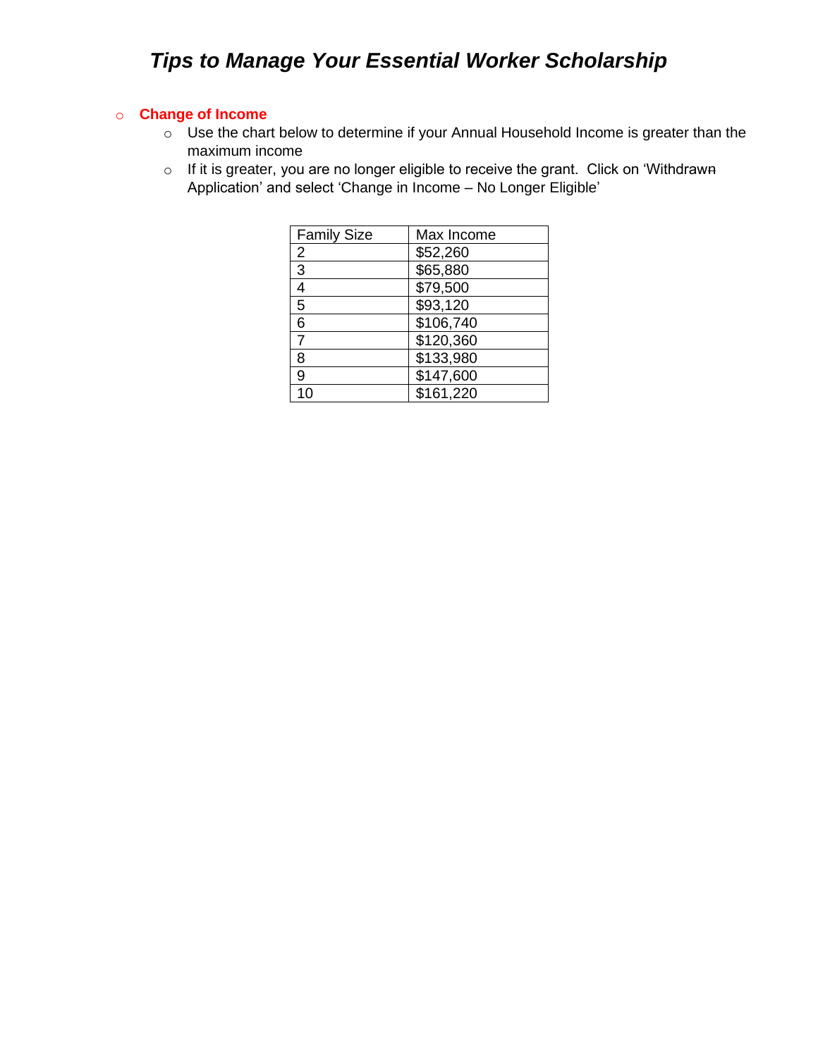# *Tips to Manage Your Essential Worker Scholarship*

- **Change of Income**
  - Use the chart below to determine if your Annual Household Income is greater than the maximum income
  - If it is greater, you are no longer eligible to receive the grant. Click on 'Withdrawn Application' and select 'Change in Income – No Longer Eligible'

| Family Size | Max Income |
|---|---|
| 2 | $52,260 |
| 3 | $65,880 |
| 4 | $79,500 |
| 5 | $93,120 |
| 6 | $106,740 |
| 7 | $120,360 |
| 8 | $133,980 |
| 9 | $147,600 |
| 10 | $161,220 |